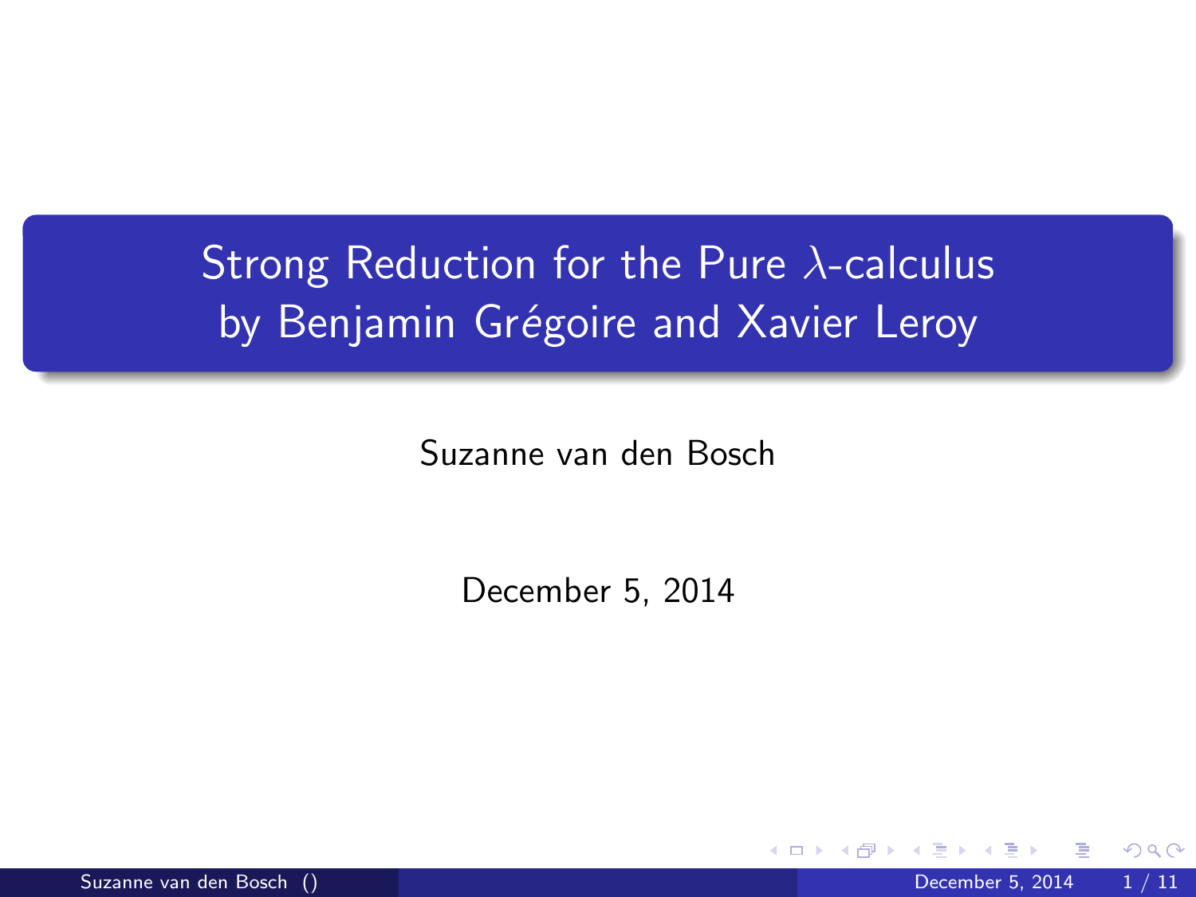# Strong Reduction for the Pure $\lambda$-calculus by Benjamin Grégoire and Xavier Leroy

Suzanne van den Bosch

December 5, 2014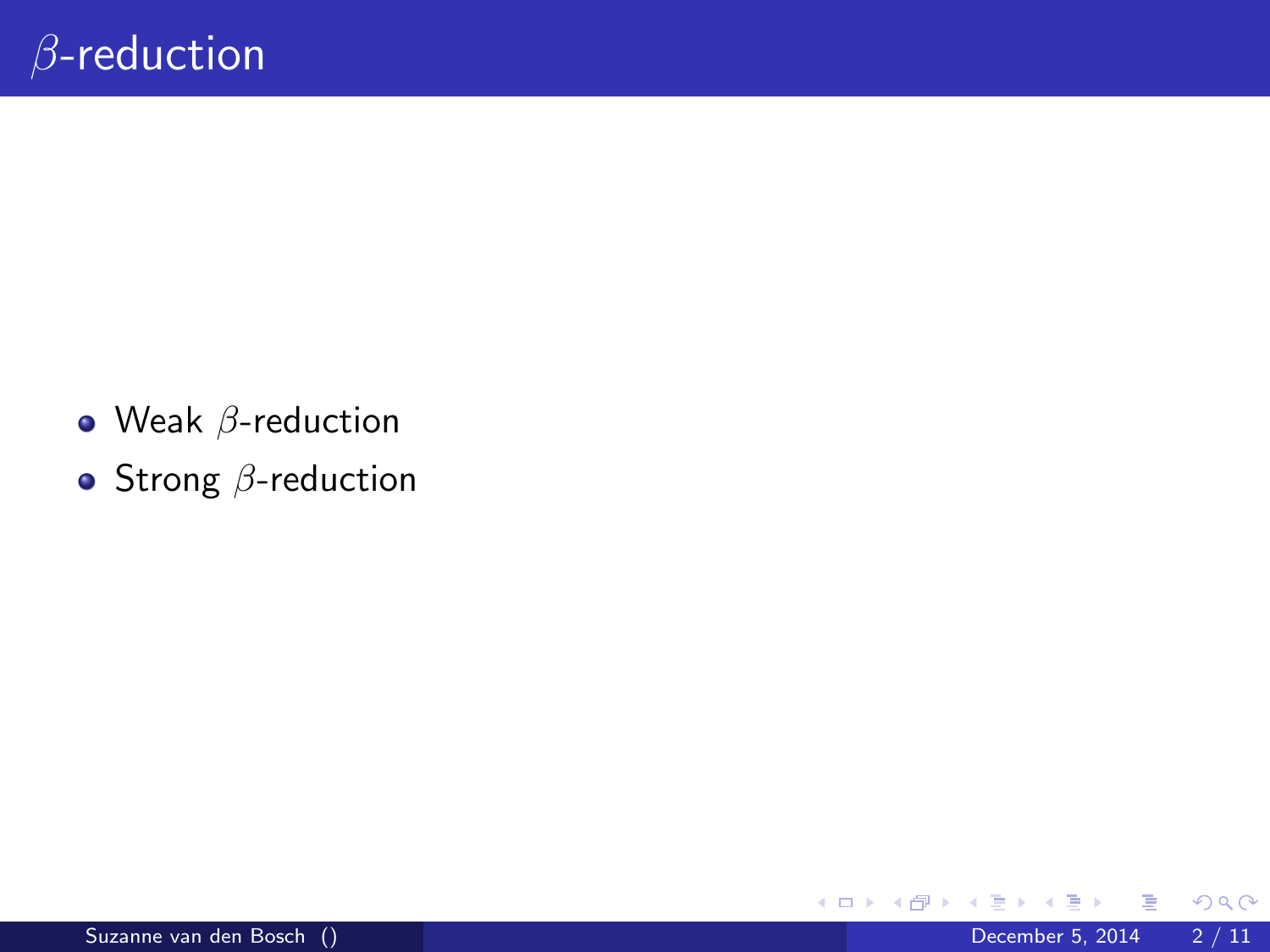# $\beta$-reduction

- Weak $\beta$-reduction
- Strong $\beta$-reduction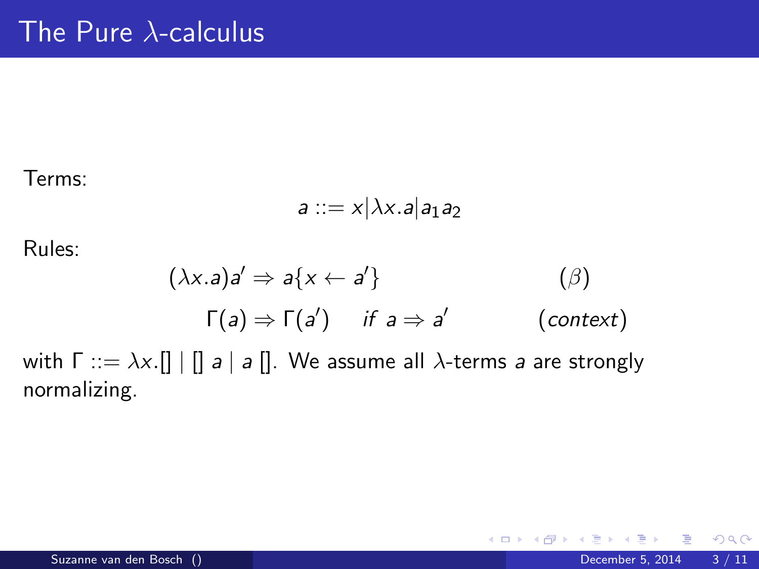# The Pure $\lambda$-calculus

Terms:

$$a ::= x | \lambda x.a | a_1 a_2$$

Rules:

$$(\lambda x.a)a' \Rightarrow a\{x \leftarrow a'\} \qquad (\beta)$$

$$\Gamma(a) \Rightarrow \Gamma(a') \quad \textit{if } a \Rightarrow a' \qquad (\textit{context})$$

with $\Gamma ::= \lambda x.[] \mid []\ a \mid a\ []$. We assume all $\lambda$-terms $a$ are strongly normalizing.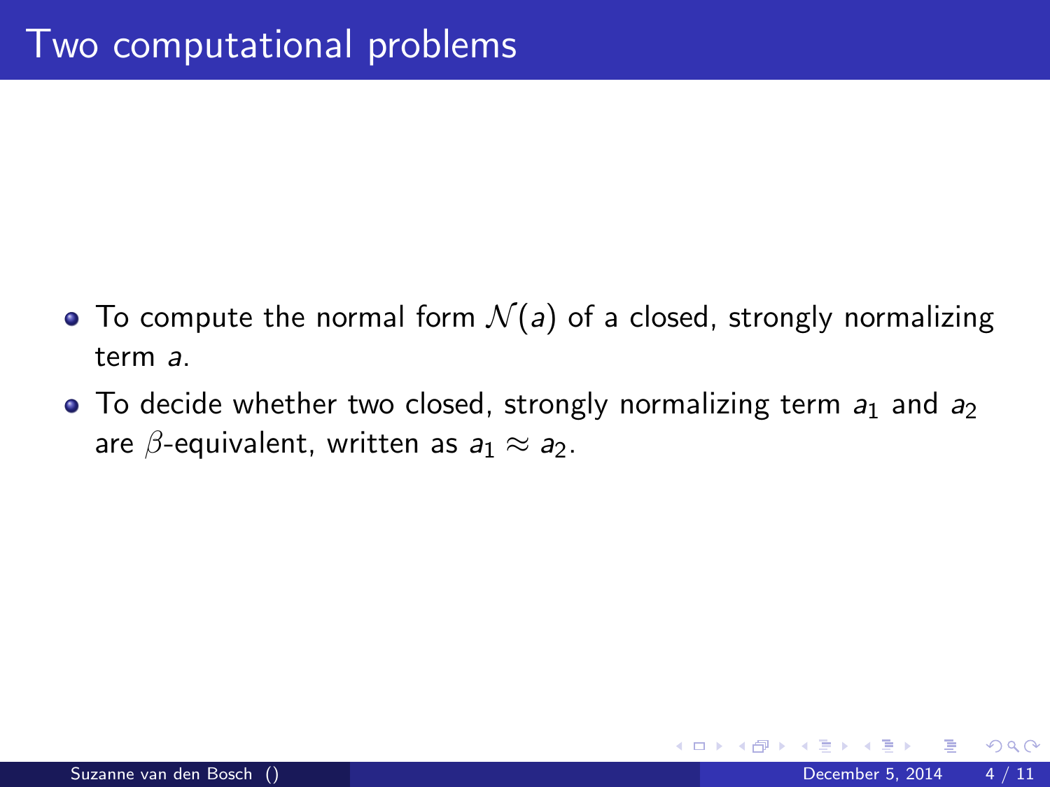# Two computational problems

- To compute the normal form $\mathcal{N}(a)$ of a closed, strongly normalizing term $a$.
- To decide whether two closed, strongly normalizing term $a_1$ and $a_2$ are $\beta$-equivalent, written as $a_1 \approx a_2$.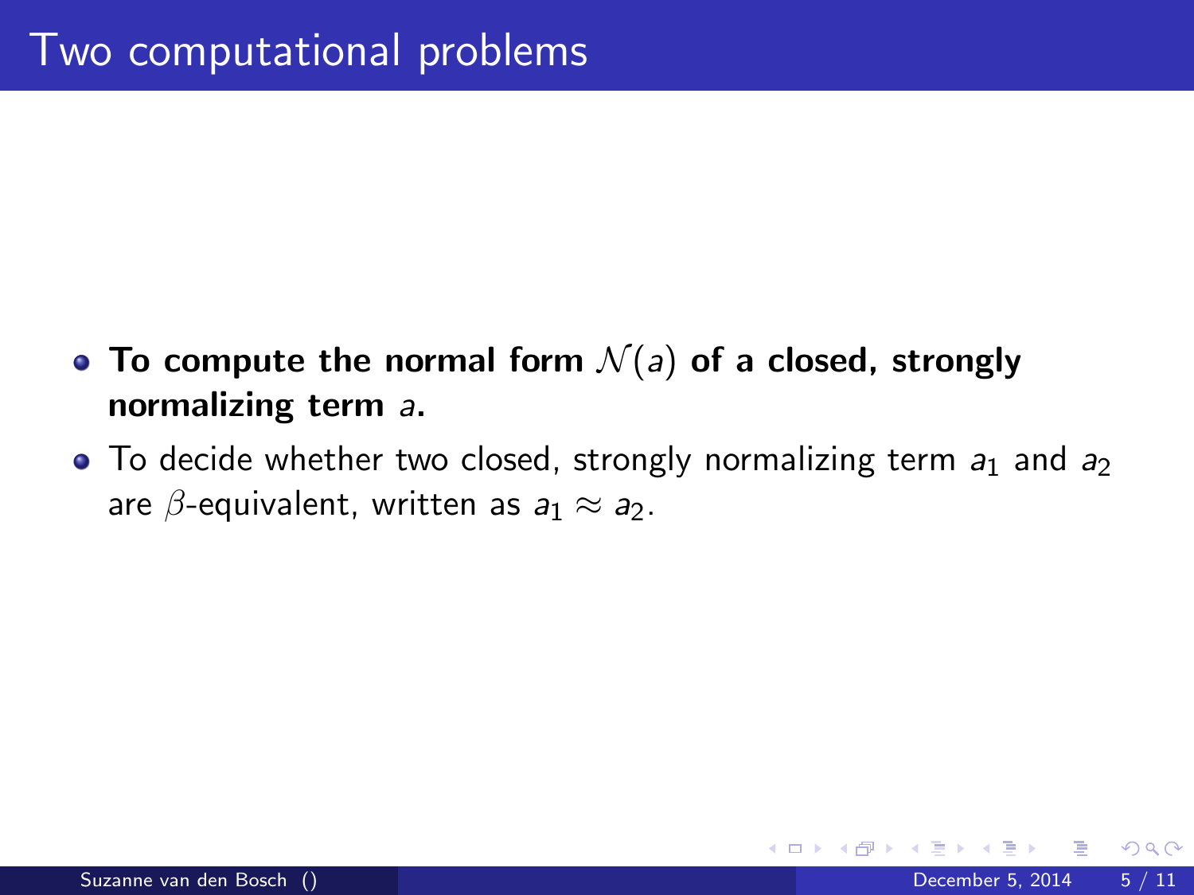# Two computational problems

- **To compute the normal form $\mathcal{N}(a)$ of a closed, strongly normalizing term $a$.**
- To decide whether two closed, strongly normalizing term $a_1$ and $a_2$ are $\beta$-equivalent, written as $a_1 \approx a_2$.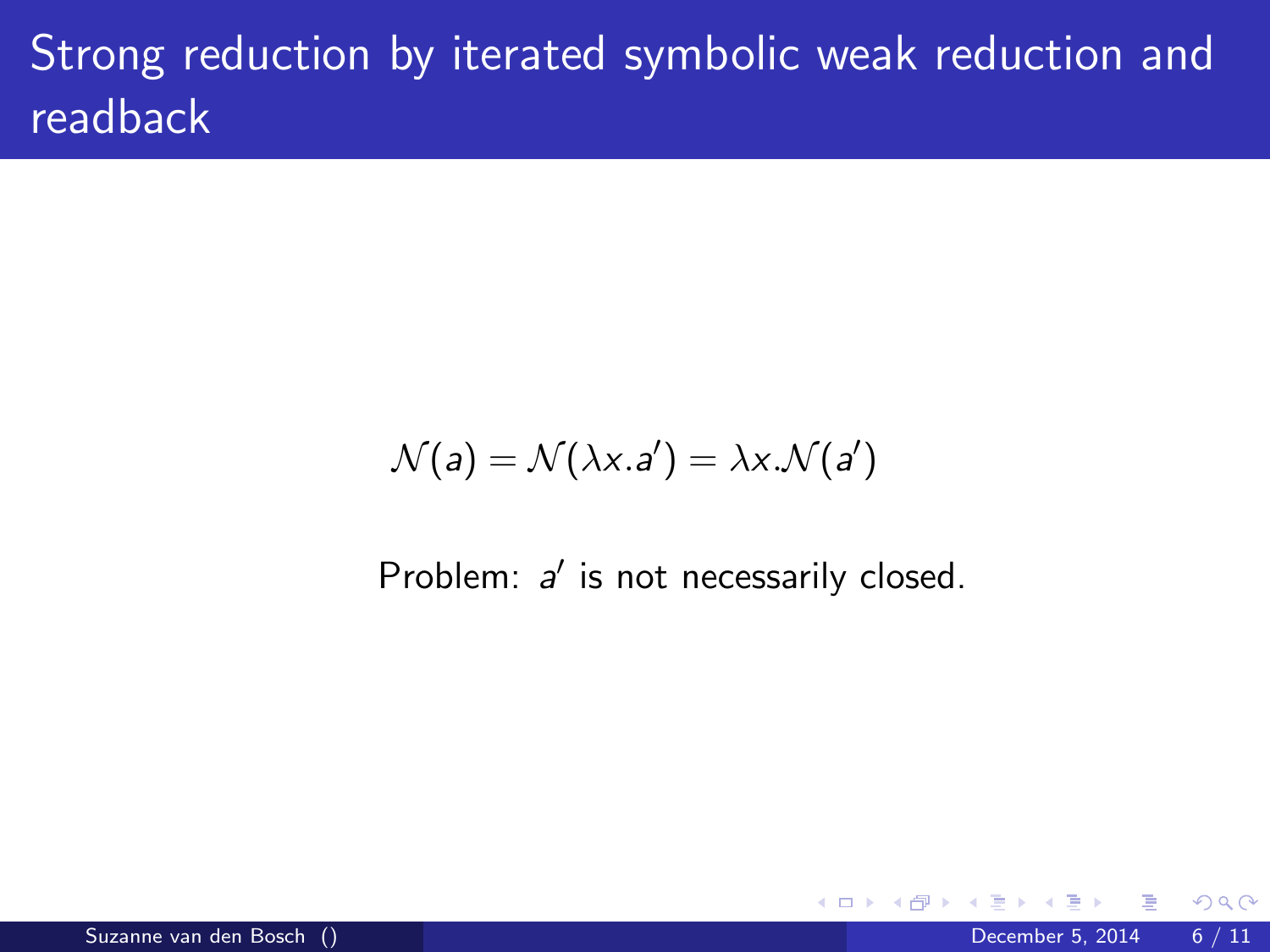# Strong reduction by iterated symbolic weak reduction and readback

$$\mathcal{N}(a) = \mathcal{N}(\lambda x.a') = \lambda x.\mathcal{N}(a')$$

Problem: $a'$ is not necessarily closed.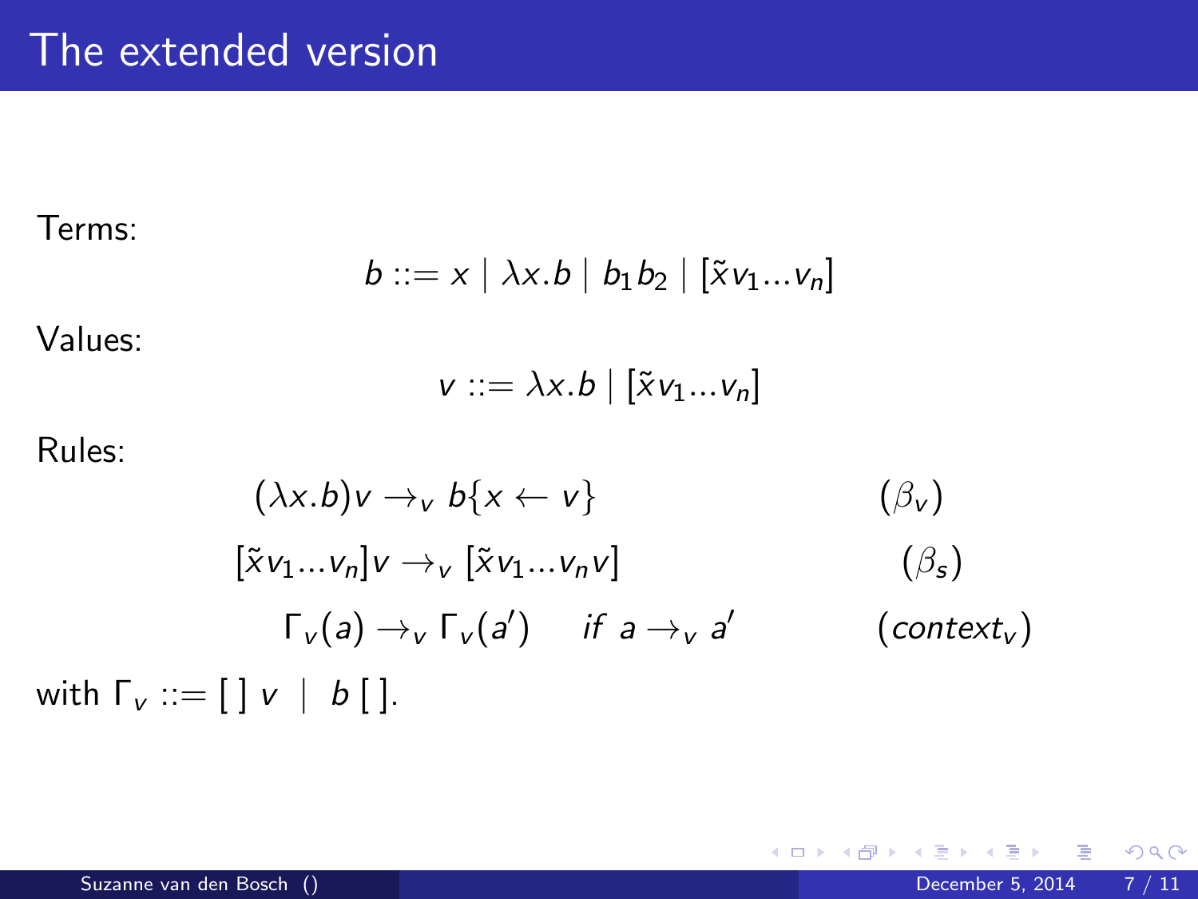# The extended version

Terms:

$$b ::= x \mid \lambda x.b \mid b_1 b_2 \mid [\tilde{x} v_1 ... v_n]$$

Values:

$$v ::= \lambda x.b \mid [\tilde{x} v_1 ... v_n]$$

Rules:

$$(\lambda x.b)v \rightarrow_v b\{x \leftarrow v\} \qquad (\beta_v)$$

$$[\tilde{x} v_1 ... v_n]v \rightarrow_v [\tilde{x} v_1 ... v_n v] \qquad (\beta_s)$$

$$\Gamma_v(a) \rightarrow_v \Gamma_v(a') \quad \text{if } a \rightarrow_v a' \qquad (context_v)$$

with $\Gamma_v ::= [\,]\ v \mid b\, [\,]$.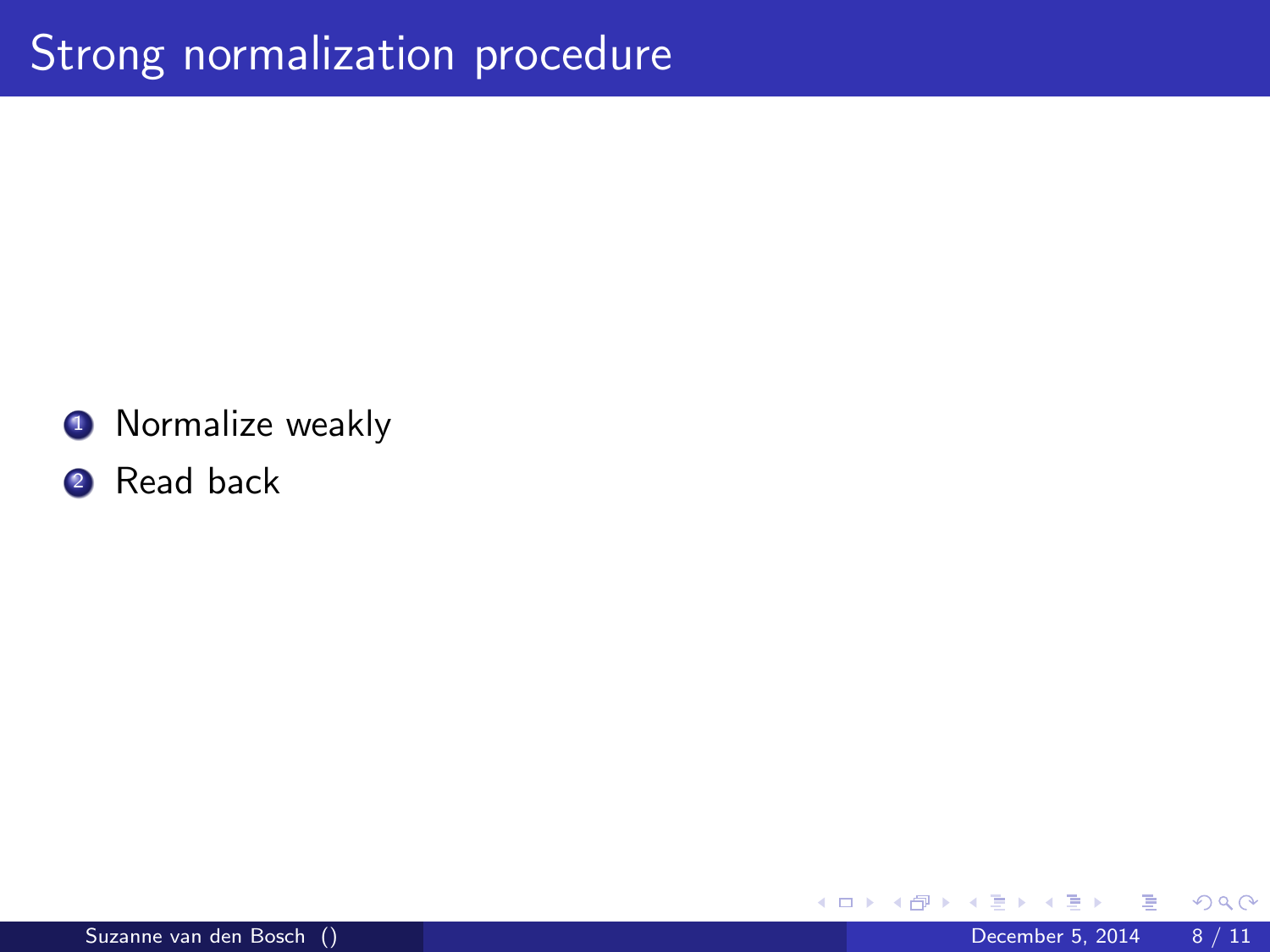# Strong normalization procedure

1. Normalize weakly
2. Read back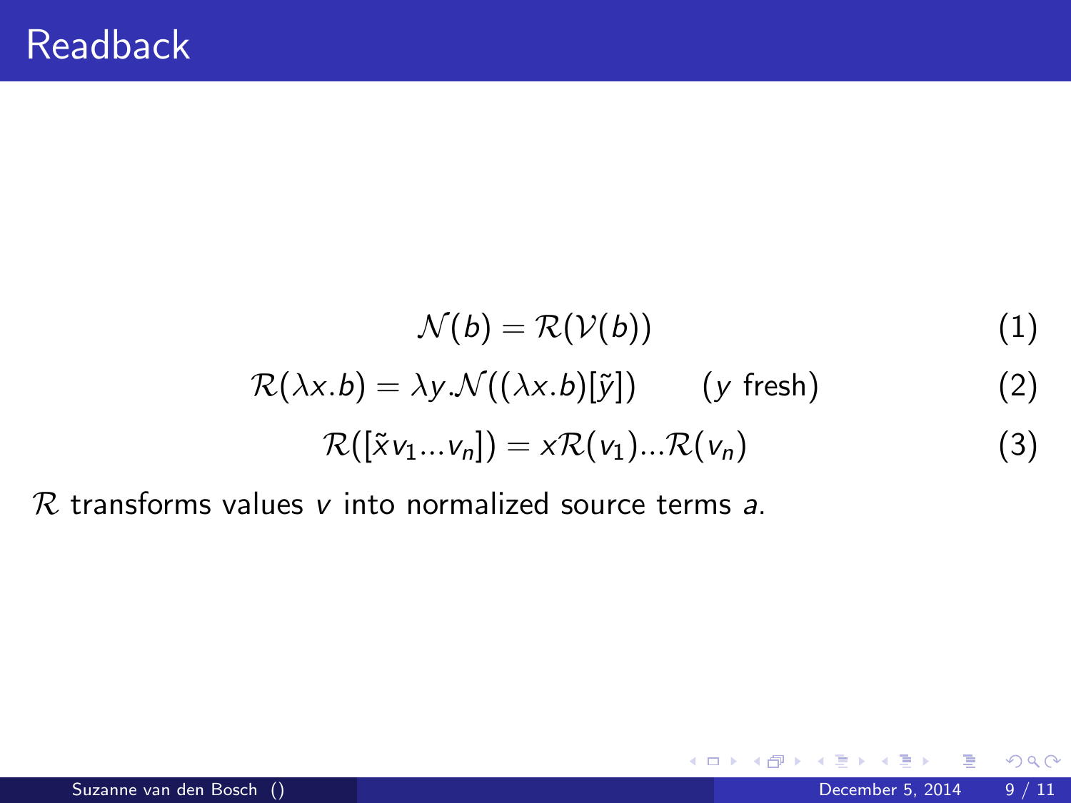# Readback

$$\mathcal{N}(b) = \mathcal{R}(\mathcal{V}(b)) \tag{1}$$

$$\mathcal{R}(\lambda x.b) = \lambda y.\mathcal{N}((\lambda x.b)[\tilde{y}]) \qquad (y \text{ fresh}) \tag{2}$$

$$\mathcal{R}([\tilde{x} v_1 ... v_n]) = x\mathcal{R}(v_1)...\mathcal{R}(v_n) \tag{3}$$

$\mathcal{R}$ transforms values $v$ into normalized source terms $a$.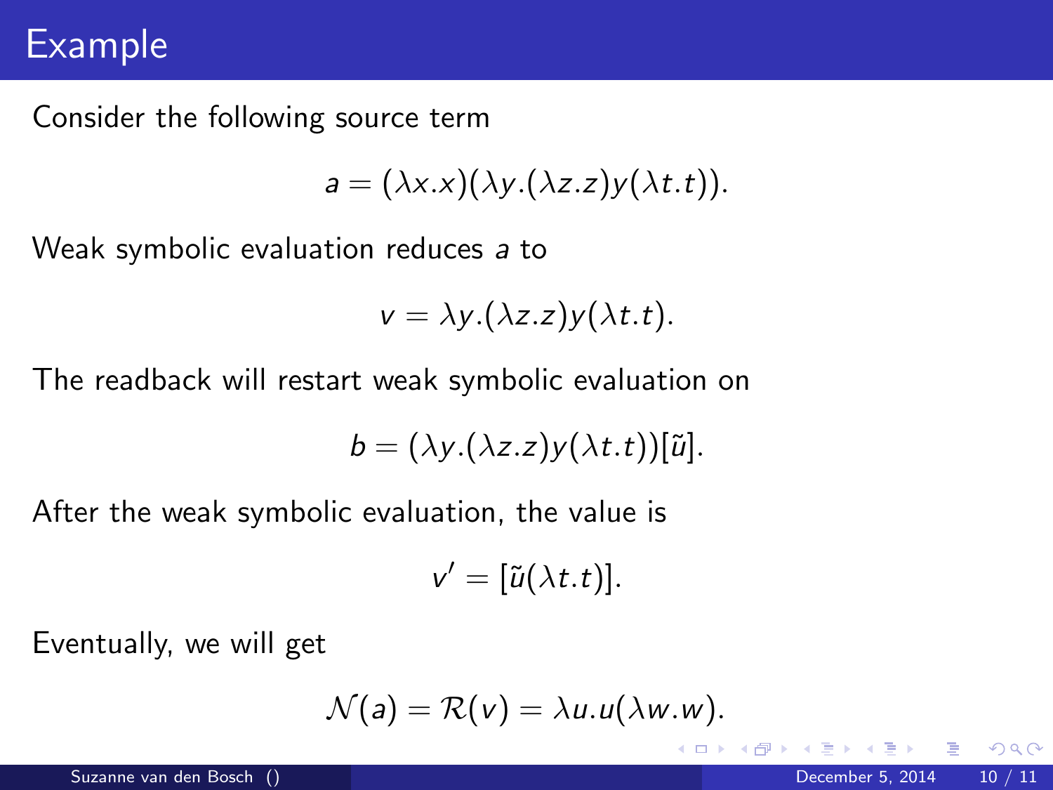# Example

Consider the following source term

$$a = (\lambda x.x)(\lambda y.(\lambda z.z)y(\lambda t.t)).$$

Weak symbolic evaluation reduces $a$ to

$$v = \lambda y.(\lambda z.z)y(\lambda t.t).$$

The readback will restart weak symbolic evaluation on

$$b = (\lambda y.(\lambda z.z)y(\lambda t.t))[\tilde{u}].$$

After the weak symbolic evaluation, the value is

$$v' = [\tilde{u}(\lambda t.t)].$$

Eventually, we will get

$$\mathcal{N}(a) = \mathcal{R}(v) = \lambda u.u(\lambda w.w).$$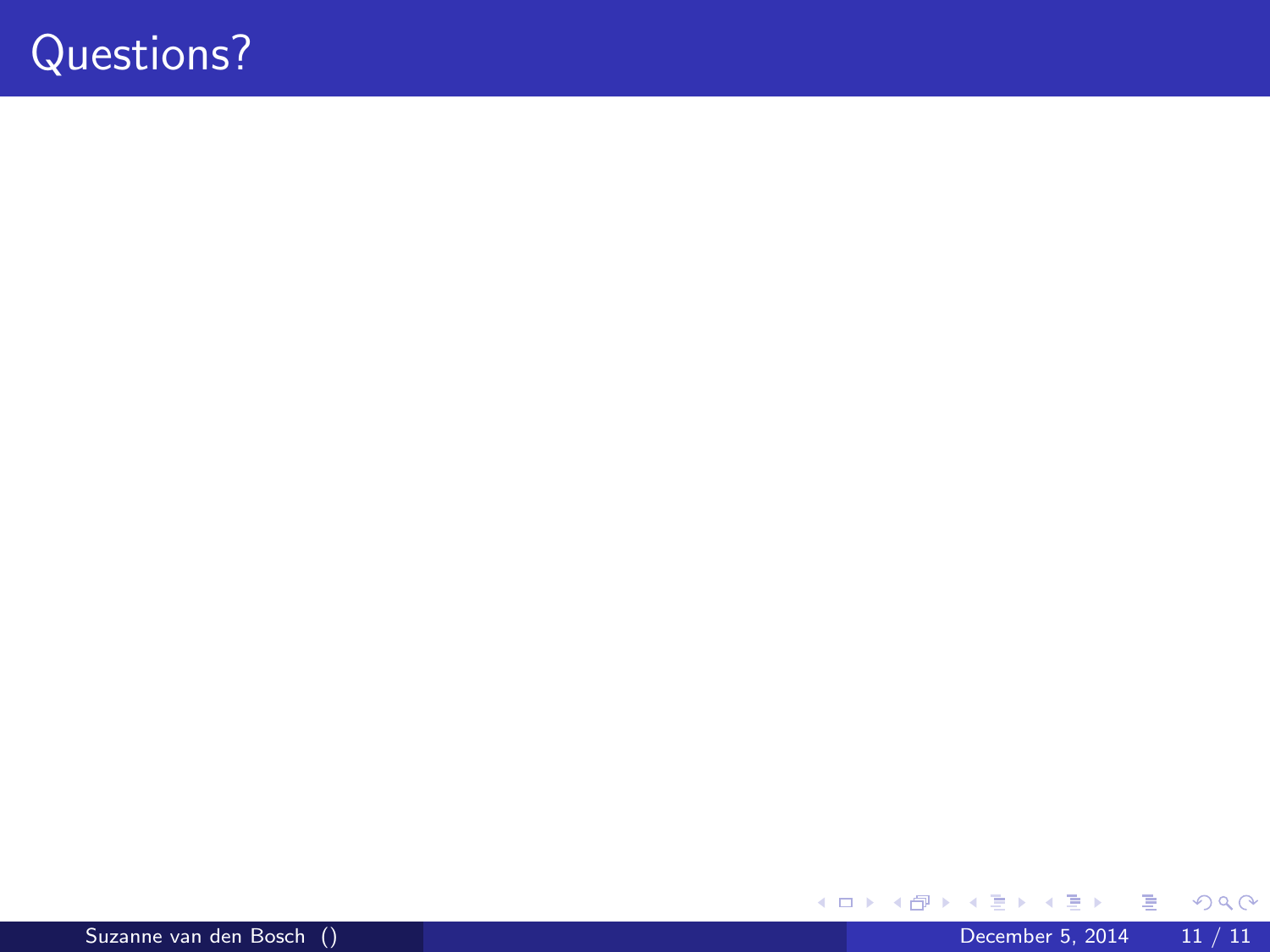# Questions?